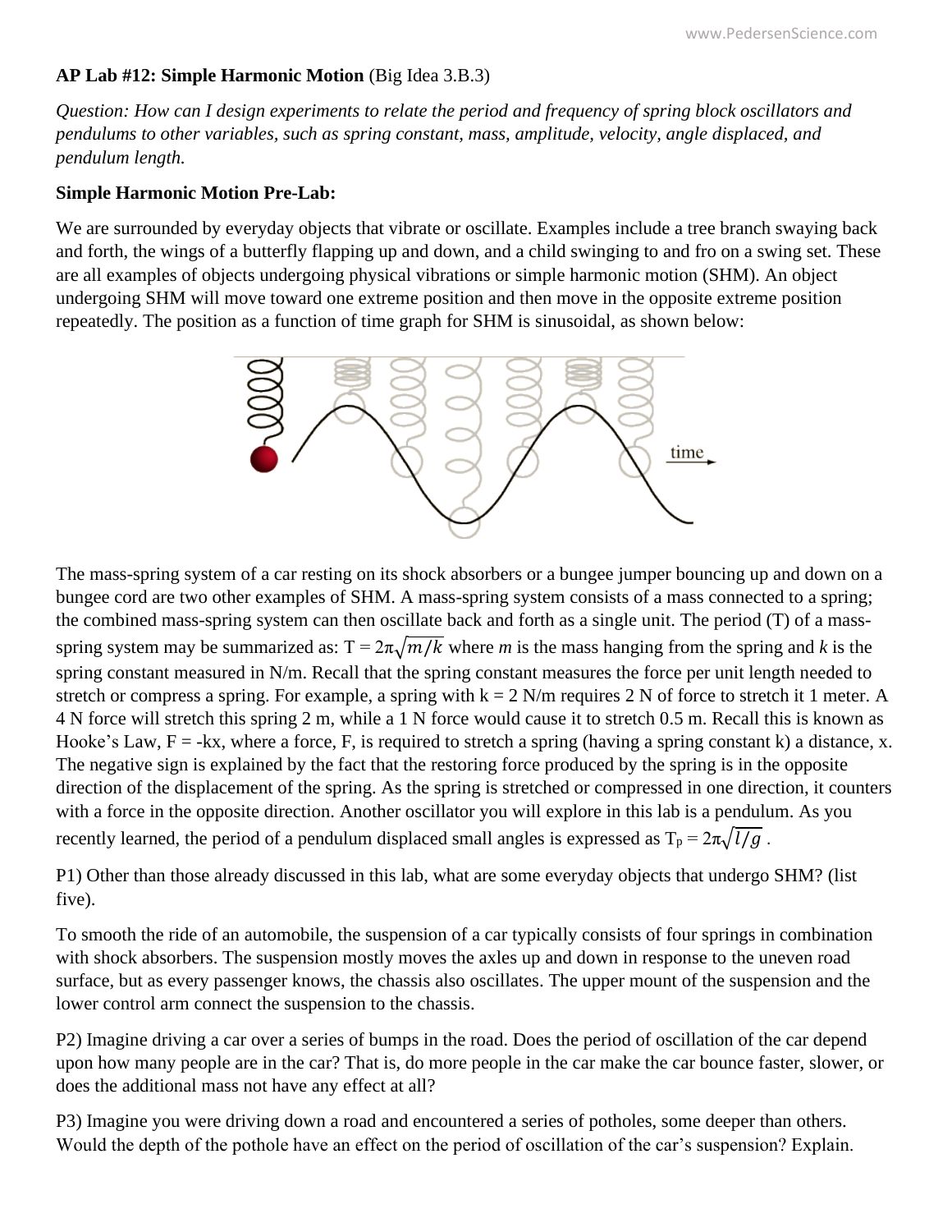**AP Lab #12: Simple Harmonic Motion** (Big Idea 3.B.3)

*Question: How can I design experiments to relate the period and frequency of spring block oscillators and pendulums to other variables, such as spring constant, mass, amplitude, velocity, angle displaced, and pendulum length.*

**Simple Harmonic Motion Pre-Lab:**

We are surrounded by everyday objects that vibrate or oscillate. Examples include a tree branch swaying back and forth, the wings of a butterfly flapping up and down, and a child swinging to and fro on a swing set. These are all examples of objects undergoing physical vibrations or simple harmonic motion (SHM). An object undergoing SHM will move toward one extreme position and then move in the opposite extreme position repeatedly. The position as a function of time graph for SHM is sinusoidal, as shown below:

The mass-spring system of a car resting on its shock absorbers or a bungee jumper bouncing up and down on a bungee cord are two other examples of SHM. A mass-spring system consists of a mass connected to a spring; the combined mass-spring system can then oscillate back and forth as a single unit. The period (T) of a mass-spring system may be summarized as: $T = 2\pi\sqrt{m/k}$ where $m$ is the mass hanging from the spring and $k$ is the spring constant measured in N/m. Recall that the spring constant measures the force per unit length needed to stretch or compress a spring. For example, a spring with k = 2 N/m requires 2 N of force to stretch it 1 meter. A 4 N force will stretch this spring 2 m, while a 1 N force would cause it to stretch 0.5 m. Recall this is known as Hooke's Law, $F = -kx$, where a force, F, is required to stretch a spring (having a spring constant k) a distance, x. The negative sign is explained by the fact that the restoring force produced by the spring is in the opposite direction of the displacement of the spring. As the spring is stretched or compressed in one direction, it counters with a force in the opposite direction. Another oscillator you will explore in this lab is a pendulum. As you recently learned, the period of a pendulum displaced small angles is expressed as $T_p = 2\pi\sqrt{l/g}$ .

P1) Other than those already discussed in this lab, what are some everyday objects that undergo SHM? (list five).

To smooth the ride of an automobile, the suspension of a car typically consists of four springs in combination with shock absorbers. The suspension mostly moves the axles up and down in response to the uneven road surface, but as every passenger knows, the chassis also oscillates. The upper mount of the suspension and the lower control arm connect the suspension to the chassis.

P2) Imagine driving a car over a series of bumps in the road. Does the period of oscillation of the car depend upon how many people are in the car? That is, do more people in the car make the car bounce faster, slower, or does the additional mass not have any effect at all?

P3) Imagine you were driving down a road and encountered a series of potholes, some deeper than others. Would the depth of the pothole have an effect on the period of oscillation of the car's suspension? Explain.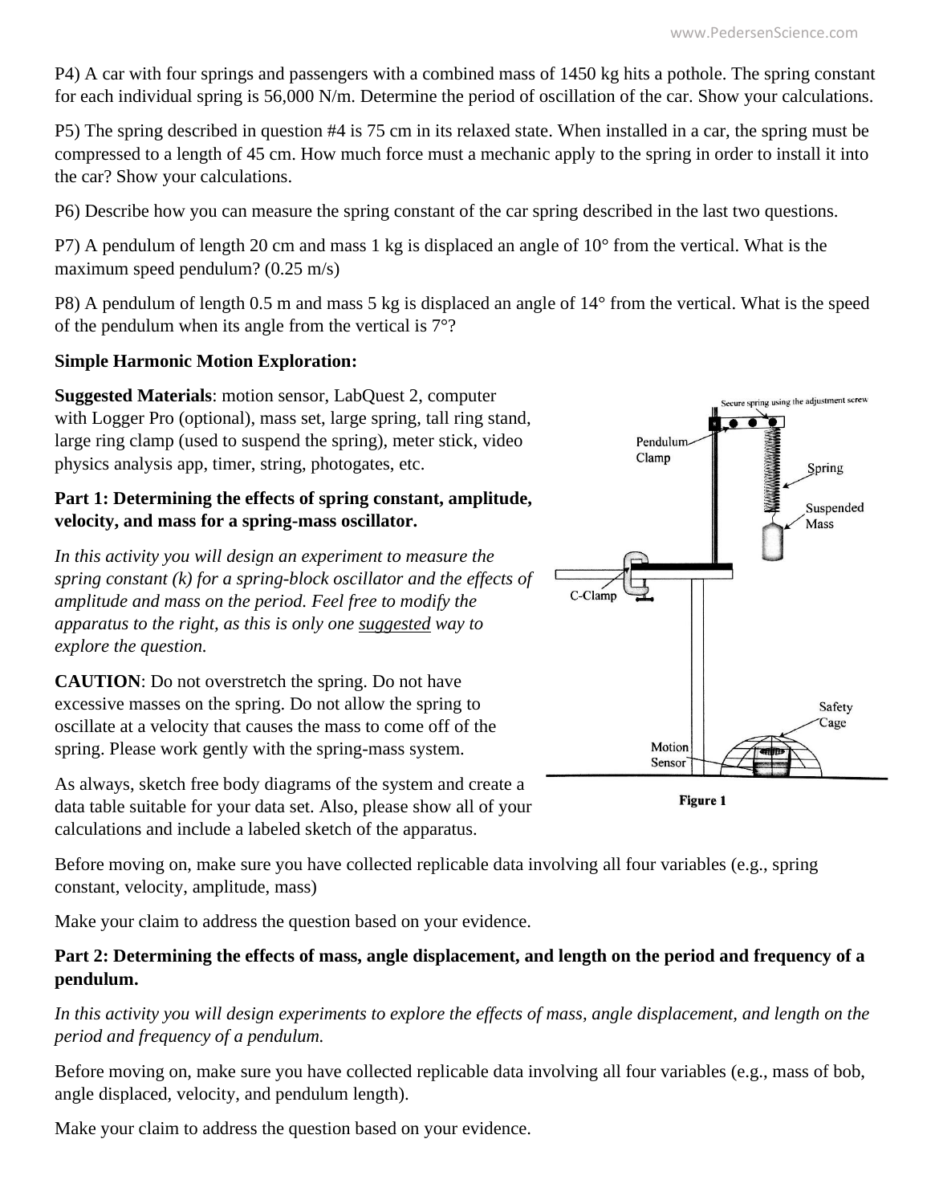P4) A car with four springs and passengers with a combined mass of 1450 kg hits a pothole. The spring constant for each individual spring is 56,000 N/m. Determine the period of oscillation of the car. Show your calculations.

P5) The spring described in question #4 is 75 cm in its relaxed state. When installed in a car, the spring must be compressed to a length of 45 cm. How much force must a mechanic apply to the spring in order to install it into the car? Show your calculations.

P6) Describe how you can measure the spring constant of the car spring described in the last two questions.

P7) A pendulum of length 20 cm and mass 1 kg is displaced an angle of 10° from the vertical. What is the maximum speed pendulum? (0.25 m/s)

P8) A pendulum of length 0.5 m and mass 5 kg is displaced an angle of 14° from the vertical. What is the speed of the pendulum when its angle from the vertical is 7°?

**Simple Harmonic Motion Exploration:**

**Suggested Materials**: motion sensor, LabQuest 2, computer with Logger Pro (optional), mass set, large spring, tall ring stand, large ring clamp (used to suspend the spring), meter stick, video physics analysis app, timer, string, photogates, etc.

**Part 1: Determining the effects of spring constant, amplitude, velocity, and mass for a spring-mass oscillator.**

*In this activity you will design an experiment to measure the spring constant (k) for a spring-block oscillator and the effects of amplitude and mass on the period. Feel free to modify the apparatus to the right, as this is only one suggested way to explore the question.*

**CAUTION**: Do not overstretch the spring. Do not have excessive masses on the spring. Do not allow the spring to oscillate at a velocity that causes the mass to come off of the spring. Please work gently with the spring-mass system.

As always, sketch free body diagrams of the system and create a data table suitable for your data set. Also, please show all of your calculations and include a labeled sketch of the apparatus.

Figure 1

Before moving on, make sure you have collected replicable data involving all four variables (e.g., spring constant, velocity, amplitude, mass)

Make your claim to address the question based on your evidence.

**Part 2: Determining the effects of mass, angle displacement, and length on the period and frequency of a pendulum.**

*In this activity you will design experiments to explore the effects of mass, angle displacement, and length on the period and frequency of a pendulum.*

Before moving on, make sure you have collected replicable data involving all four variables (e.g., mass of bob, angle displaced, velocity, and pendulum length).

Make your claim to address the question based on your evidence.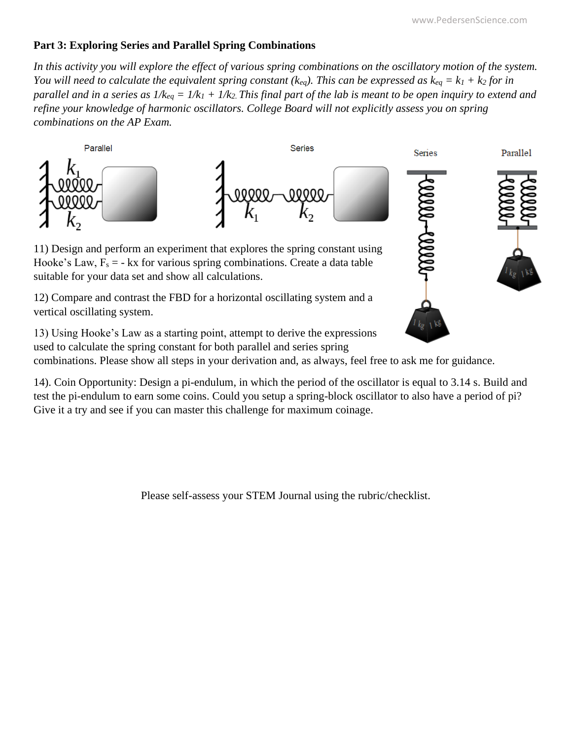**Part 3: Exploring Series and Parallel Spring Combinations**

*In this activity you will explore the effect of various spring combinations on the oscillatory motion of the system. You will need to calculate the equivalent spring constant ($k_{eq}$). This can be expressed as $k_{eq} = k_1 + k_2$ for in parallel and in a series as $1/k_{eq} = 1/k_1 + 1/k_2$. This final part of the lab is meant to be open inquiry to extend and refine your knowledge of harmonic oscillators. College Board will not explicitly assess you on spring combinations on the AP Exam.*

Parallel

$k_1$

$k_2$

Series

$k_1$

$k_2$

Series

1 kg 1 kg

Parallel

1 kg 1 kg

11) Design and perform an experiment that explores the spring constant using Hooke's Law, $F_s = -kx$ for various spring combinations. Create a data table suitable for your data set and show all calculations.

12) Compare and contrast the FBD for a horizontal oscillating system and a vertical oscillating system.

13) Using Hooke's Law as a starting point, attempt to derive the expressions used to calculate the spring constant for both parallel and series spring combinations. Please show all steps in your derivation and, as always, feel free to ask me for guidance.

14). Coin Opportunity: Design a pi-endulum, in which the period of the oscillator is equal to 3.14 s. Build and test the pi-endulum to earn some coins. Could you setup a spring-block oscillator to also have a period of pi? Give it a try and see if you can master this challenge for maximum coinage.

Please self-assess your STEM Journal using the rubric/checklist.